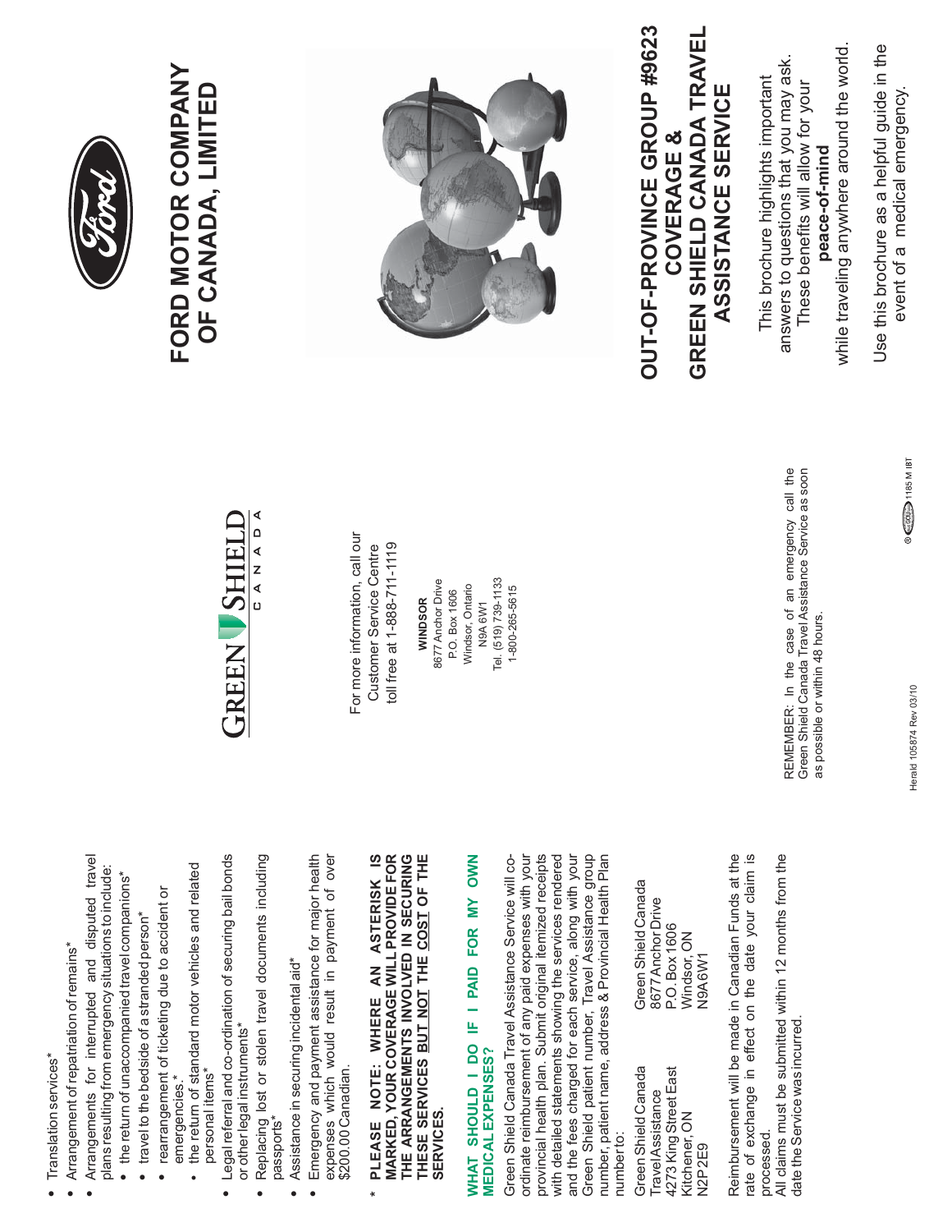- Translation services*
- Arrangement of repatriation of remains*
- Arrangements for interrupted and disputed travel plans resulting from emergency situations to include:
  - the return of unaccompanied travel companions*
  - travel to the bedside of a stranded person*
  - rearrangement of ticketing due to accident or emergencies.*
  - the return of standard motor vehicles and related personal items*
- Legal referral and co-ordination of securing bail bonds or other legal instruments*
- Replacing lost or stolen travel documents including passports*
- Assistance in securing incidental aid*
- Emergency and payment assistance for major health expenses which would result in payment of over $200.00 Canadian.

\* **PLEASE NOTE: WHERE AN ASTERISK IS MARKED, YOUR COVERAGE WILL PROVIDE FOR THE ARRANGEMENTS INVOLVED IN SECURING THESE SERVICES BUT NOT THE COST OF THE SERVICES.**

## WHAT SHOULD I DO IF I PAID FOR MY OWN MEDICAL EXPENSES?

Green Shield Canada Travel Assistance Service will co-ordinate reimbursement of any paid expenses with your provincial health plan. Submit original itemized receipts with detailed statements showing the services rendered and the fees charged for each service, along with your Green Shield patient number, Travel Assistance group number, patient name, address & Provincial Health Plan number to:

Green Shield Canada
Travel Assistance
4273 King Street East
Kitchener, ON
N2P 2E9

Green Shield Canada
8677 Anchor Drive
P.O. Box 1606
Windsor, ON
N9A 6W1

Reimbursement will be made in Canadian Funds at the rate of exchange in effect on the date your claim is processed.
All claims must be submitted within 12 months from the date the Service was incurred.

GREEN SHIELD CANADA

For more information, call our Customer Service Centre toll free at 1-888-711-1119

**WINDSOR**
8677 Anchor Drive
P.O. Box 1606
Windsor, Ontario
N9A 6W1
Tel. (519) 739-1133
1-800-265-5615

REMEMBER: In the case of an emergency call the Green Shield Canada Travel Assistance Service as soon as possible or within 48 hours.

Herald 105874 Rev 03/10

# FORD MOTOR COMPANY OF CANADA, LIMITED

# OUT-OF-PROVINCE GROUP #9623 COVERAGE & GREEN SHIELD CANADA TRAVEL ASSISTANCE SERVICE

This brochure highlights important answers to questions that you may ask. These benefits will allow for your **peace-of-mind** while traveling anywhere around the world.

Use this brochure as a helpful guide in the event of a medical emergency.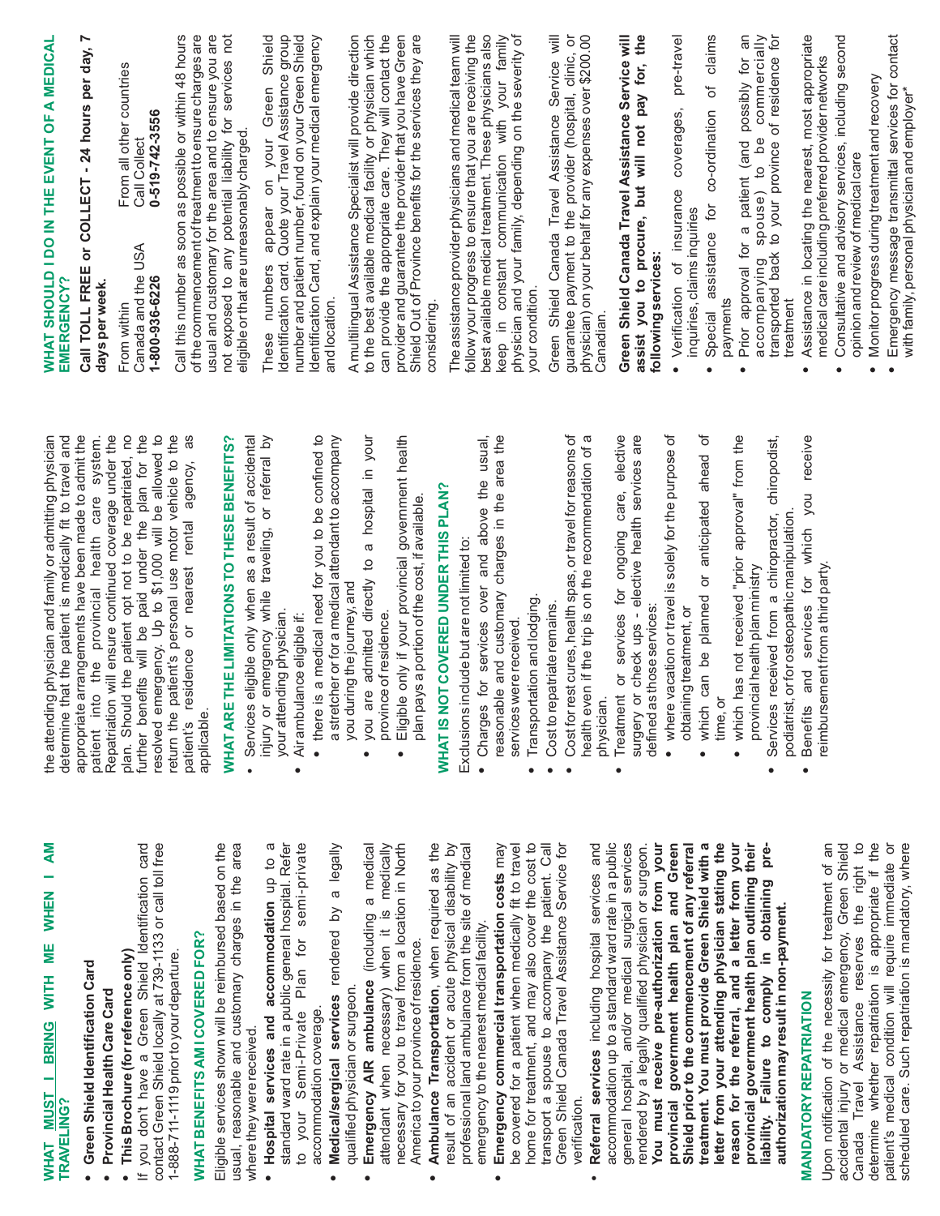## WHAT MUST I BRING WITH ME WHEN I AM TRAVELING?

- **Green Shield Identification Card**
- **Provincial Health Care Card**
- **This Brochure (for reference only)**

If you don't have a Green Shield Identification card contact Green Shield locally at 739-1133 or call toll free 1-888-711-1119 prior to your departure.

## WHAT BENEFITS AM I COVERED FOR?

Eligible services shown will be reimbursed based on the usual, reasonable and customary charges in the area where they were received.

- **Hospital services and accommodation** up to a standard ward rate in a public general hospital. Refer to your Semi-Private Plan for semi-private accommodation coverage.
- **Medical/surgical services** rendered by a legally qualified physician or surgeon.
- **Emergency AIR ambulance** (including a medical attendant when necessary) when it is medically necessary for you to travel from a location in North America to your province of residence.
- **Ambulance Transportation**, when required as the result of an accident or acute physical disability by professional land ambulance from the site of medical emergency to the nearest medical facility.
- **Emergency commercial transportation costs** may be covered for a patient when medically fit to travel home for treatment, and may also cover the cost to transport a spouse to accompany the patient. Call Green Shield Canada Travel Assistance Service for verification.
- **Referral services** including hospital services and accommodation up to a standard ward rate in a public general hospital, and/or medical surgical services rendered by a legally qualified physician or surgeon. **You must receive pre-authorization from your provincial government health plan and Green Shield prior to the commencement of any referral treatment. You must provide Green Shield with a letter from your attending physician stating the reason for the referral, and a letter from your provincial government health plan outlining their liability. Failure to comply in obtaining pre-authorization may result in non-payment.**

## MANDATORY REPATRIATION

Upon notification of the necessity for treatment of an accidental injury or medical emergency, Green Shield Canada Travel Assistance reserves the right to determine whether repatriation is appropriate if the patient's medical condition will require immediate or scheduled care. Such repatriation is mandatory, where the attending physician and family or admitting physician determine that the patient is medically fit to travel and appropriate arrangements have been made to admit the patient into the provincial health care system. Repatriation will ensure continued coverage under the plan. Should the patient opt not to be repatriated, no further benefits will be paid under the plan for the resolved emergency. Up to $1,000 will be allowed to return the patient's personal use motor vehicle to the patient's residence or nearest rental agency, as applicable.

## WHAT ARE THE LIMITATIONS TO THESE BENEFITS?

- Services eligible only when as a result of accidental injury or emergency while traveling, or referral by your attending physician.
- Air ambulance eligible if:
  - there is a medical need for you to be confined to a stretcher or for a medical attendant to accompany you during the journey, and
  - you are admitted directly to a hospital in your province of residence.
- Eligible only if your provincial government health plan pays a portion of the cost, if available.

## WHAT IS NOT COVERED UNDER THIS PLAN?

Exclusions include but are not limited to:

- Charges for services over and above the usual, reasonable and customary charges in the area the services were received.
- Transportation and lodging.
- Cost to repatriate remains.
- Cost for rest cures, health spas, or travel for reasons of health even if the trip is on the recommendation of a physician.
- Treatment or services for ongoing care, elective surgery or check ups - elective health services are defined as those services:
  - where vacation or travel is solely for the purpose of obtaining treatment, or
  - which can be planned or anticipated ahead of time, or
  - which has not received "prior approval" from the provincial health plan ministry
- Services received from a chiropractor, chiropodist, podiatrist, or for osteopathic manipulation.
- Benefits and services for which you receive reimbursement from a third party.

## WHAT SHOULD I DO IN THE EVENT OF A MEDICAL EMERGENCY?

**Call TOLL FREE or COLLECT - 24 hours per day, 7 days per week.**

| | |
|---|---|
| From within Canada and the USA | From all other countries Call Collect |
| **1-800-936-6226** | **0-519-742-3556** |

Call this number as soon as possible or within 48 hours of the commencement of treatment to ensure charges are usual and customary for the area and to ensure you are not exposed to any potential liability for services not eligible or that are unreasonably charged.

These numbers appear on your Green Shield Identification card. Quote your Travel Assistance group number and patient number, found on your Green Shield Identification Card, and explain your medical emergency and location.

A multilingual Assistance Specialist will provide direction to the best available medical facility or physician which can provide the appropriate care. They will contact the provider and guarantee the provider that you have Green Shield Out of Province benefits for the services they are considering.

The assistance provider physicians and medical team will follow your progress to ensure that you are receiving the best available medical treatment. These physicians also keep in constant communication with your family physician and your family, depending on the severity of your condition.

Green Shield Canada Travel Assistance Service will guarantee payment to the provider (hospital, clinic, or physician) on your behalf for any expenses over $200.00 Canadian.

**Green Shield Canada Travel Assistance Service will assist you to procure, but will not pay for, the following services:**

- Verification of insurance coverages, pre-travel inquiries, claims inquiries
- Special assistance for co-ordination of claims payments
- Prior approval for a patient (and possibly for an accompanying spouse) to be commercially transported back to your province of residence for treatment
- Assistance in locating the nearest, most appropriate medical care including preferred provider networks
- Consultative and advisory services, including second opinion and review of medical care
- Monitor progress during treatment and recovery
- Emergency message transmittal services for contact with family, personal physician and employer*